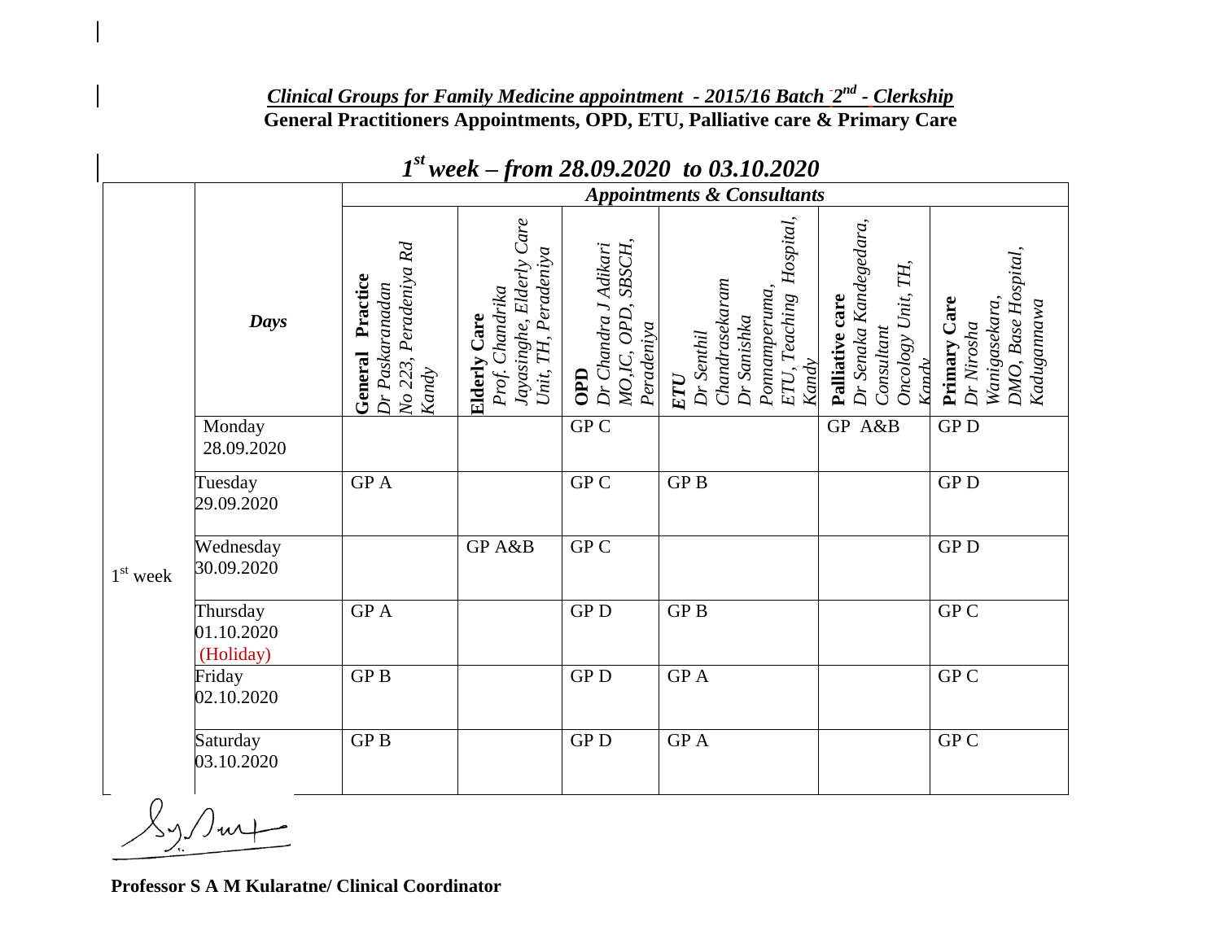***Clinical Groups for Family Medicine appointment - 2015/16 Batch 2nd - Clerkship***

**General Practitioners Appointments, OPD, ETU, Palliative care & Primary Care**

## *1st week – from 28.09.2020 to 03.10.2020*

| | | *Appointments & Consultants* | | | | | |
|---|---|---|---|---|---|---|---|
| | ***Days*** | **General Practice** *Dr Paskaranadan No 223, Peradeniya Rd Kandy* | **Elderly Care** *Prof. Chandrika Jayasinghe, Elderly Care Unit, TH, Peradeniya* | **OPD** *Dr Chandra J Adikari MO,IC, OPD, SBSCH, Peradeniya* | ***ETU*** *Dr Senthil Chandrasekaram Dr Sanishka Ponnamperuma, ETU, Teaching Hospital, Kandy* | **Palliative care** *Dr Senaka Kandegedara, Consultant Oncology Unit, TH, Kandy* | **Primary Care** *Dr Nirosha Wanigasekara, DMO, Base Hospital, Kadugannawa* |
| 1st week | Monday 28.09.2020 | | | GP C | | GP A&B | GP D |
| | Tuesday 29.09.2020 | GP A | | GP C | GP B | | GP D |
| | Wednesday 30.09.2020 | | GP A&B | GP C | | | GP D |
| | Thursday 01.10.2020 (Holiday) | GP A | | GP D | GP B | | GP C |
| | Friday 02.10.2020 | GP B | | GP D | GP A | | GP C |
| | Saturday 03.10.2020 | GP B | | GP D | GP A | | GP C |

**Professor S A M Kularatne/ Clinical Coordinator**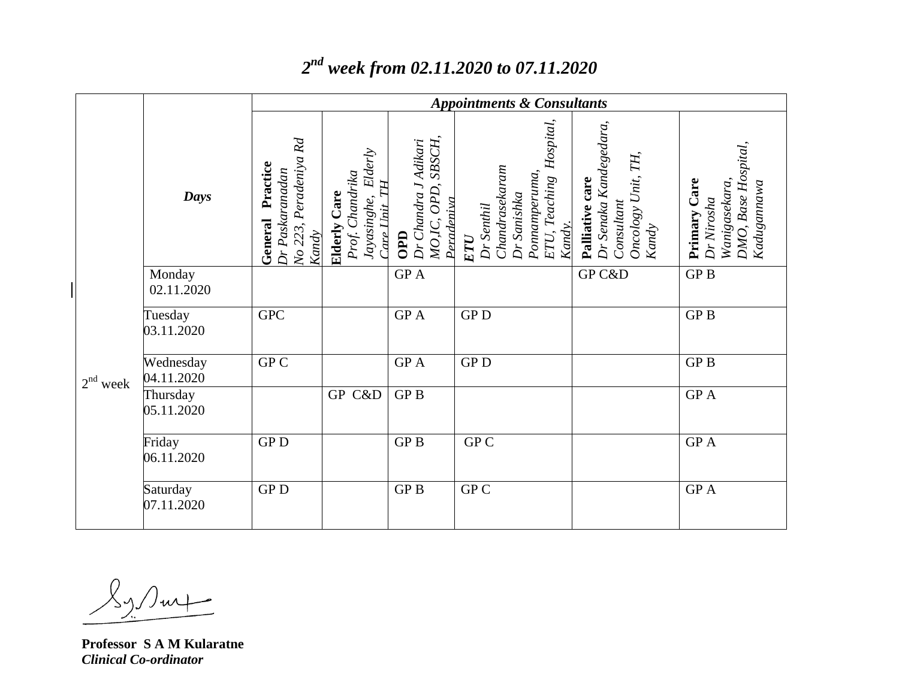# *2[nd] week from 02.11.2020 to 07.11.2020*

| | ***Days*** | ***Appointments & Consultants*** | | | | | |
|---|---|---|---|---|---|---|---|
| | | **General Practice** *Dr Paskaranadan No 223, Peradeniya Rd Kandy* | **Elderly Care** *Prof. Chandrika Jayasinghe, Elderly Care Unit TH* | **OPD** *Dr Chandra J Adikari MO,IC, OPD, SBSCH, Peradeniya* | ***ETU*** *Dr Senthil Chandrasekaram Dr Sanishka Ponnamperuma, ETU, Teaching Hospital, Kandy.* | **Palliative care** *Dr Senaka Kandegedara, Consultant Oncology Unit, TH, Kandy* | **Primary Care** *Dr Nirosha Wanigasekara, DMO, Base Hospital, Kadugannawa* |
| 2[nd] week | Monday 02.11.2020 | | | GP A | | GP C&D | GP B |
| | Tuesday 03.11.2020 | GPC | | GP A | GP D | | GP B |
| | Wednesday 04.11.2020 | GP C | | GP A | GP D | | GP B |
| | Thursday 05.11.2020 | | GP C&D | GP B | | | GP A |
| | Friday 06.11.2020 | GP D | | GP B | GP C | | GP A |
| | Saturday 07.11.2020 | GP D | | GP B | GP C | | GP A |

**Professor S A M Kularatne**
***Clinical Co-ordinator***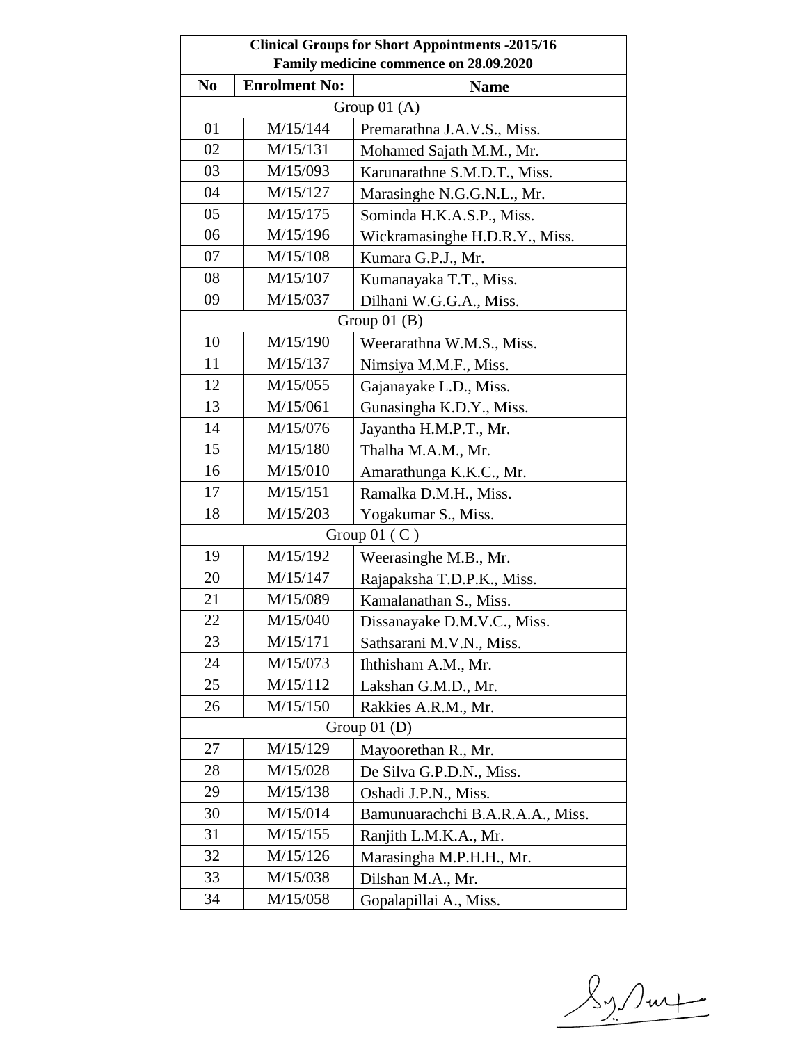| Clinical Groups for Short Appointments -2015/16<br>Family medicine commence on 28.09.2020 | | |
|---|---|---|
| **No** | **Enrolment No:** | **Name** |
| Group 01 (A) | | |
| 01 | M/15/144 | Premarathna J.A.V.S., Miss. |
| 02 | M/15/131 | Mohamed Sajath M.M., Mr. |
| 03 | M/15/093 | Karunarathne S.M.D.T., Miss. |
| 04 | M/15/127 | Marasinghe N.G.G.N.L., Mr. |
| 05 | M/15/175 | Sominda H.K.A.S.P., Miss. |
| 06 | M/15/196 | Wickramasinghe H.D.R.Y., Miss. |
| 07 | M/15/108 | Kumara G.P.J., Mr. |
| 08 | M/15/107 | Kumanayaka T.T., Miss. |
| 09 | M/15/037 | Dilhani W.G.G.A., Miss. |
| Group 01 (B) | | |
| 10 | M/15/190 | Weerarathna W.M.S., Miss. |
| 11 | M/15/137 | Nimsiya M.M.F., Miss. |
| 12 | M/15/055 | Gajanayake L.D., Miss. |
| 13 | M/15/061 | Gunasingha K.D.Y., Miss. |
| 14 | M/15/076 | Jayantha H.M.P.T., Mr. |
| 15 | M/15/180 | Thalha M.A.M., Mr. |
| 16 | M/15/010 | Amarathunga K.K.C., Mr. |
| 17 | M/15/151 | Ramalka D.M.H., Miss. |
| 18 | M/15/203 | Yogakumar S., Miss. |
| Group 01 ( C ) | | |
| 19 | M/15/192 | Weerasinghe M.B., Mr. |
| 20 | M/15/147 | Rajapaksha T.D.P.K., Miss. |
| 21 | M/15/089 | Kamalanathan S., Miss. |
| 22 | M/15/040 | Dissanayake D.M.V.C., Miss. |
| 23 | M/15/171 | Sathsarani M.V.N., Miss. |
| 24 | M/15/073 | Ihthisham A.M., Mr. |
| 25 | M/15/112 | Lakshan G.M.D., Mr. |
| 26 | M/15/150 | Rakkies A.R.M., Mr. |
| Group 01 (D) | | |
| 27 | M/15/129 | Mayoorethan R., Mr. |
| 28 | M/15/028 | De Silva G.P.D.N., Miss. |
| 29 | M/15/138 | Oshadi J.P.N., Miss. |
| 30 | M/15/014 | Bamunuarachchi B.A.R.A.A., Miss. |
| 31 | M/15/155 | Ranjith L.M.K.A., Mr. |
| 32 | M/15/126 | Marasingha M.P.H.H., Mr. |
| 33 | M/15/038 | Dilshan M.A., Mr. |
| 34 | M/15/058 | Gopalapillai A., Miss. |